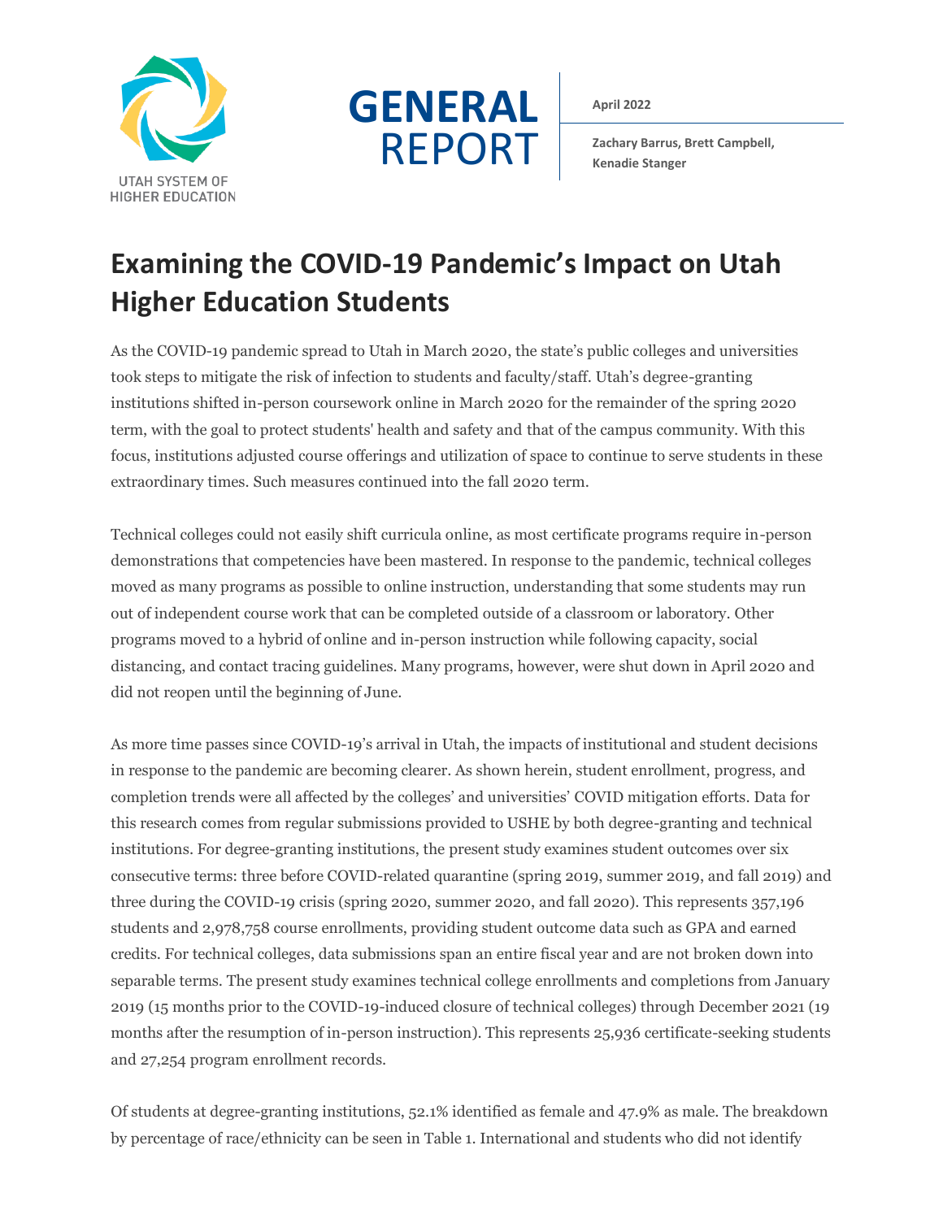UTAH SYSTEM OF HIGHER EDUCATION

**GENERAL REPORT**

**April 2022**

**Zachary Barrus, Brett Campbell, Kenadie Stanger**

# Examining the COVID-19 Pandemic's Impact on Utah Higher Education Students

As the COVID-19 pandemic spread to Utah in March 2020, the state's public colleges and universities took steps to mitigate the risk of infection to students and faculty/staff. Utah's degree-granting institutions shifted in-person coursework online in March 2020 for the remainder of the spring 2020 term, with the goal to protect students' health and safety and that of the campus community. With this focus, institutions adjusted course offerings and utilization of space to continue to serve students in these extraordinary times. Such measures continued into the fall 2020 term.

Technical colleges could not easily shift curricula online, as most certificate programs require in-person demonstrations that competencies have been mastered. In response to the pandemic, technical colleges moved as many programs as possible to online instruction, understanding that some students may run out of independent course work that can be completed outside of a classroom or laboratory. Other programs moved to a hybrid of online and in-person instruction while following capacity, social distancing, and contact tracing guidelines. Many programs, however, were shut down in April 2020 and did not reopen until the beginning of June.

As more time passes since COVID-19's arrival in Utah, the impacts of institutional and student decisions in response to the pandemic are becoming clearer. As shown herein, student enrollment, progress, and completion trends were all affected by the colleges' and universities' COVID mitigation efforts. Data for this research comes from regular submissions provided to USHE by both degree-granting and technical institutions. For degree-granting institutions, the present study examines student outcomes over six consecutive terms: three before COVID-related quarantine (spring 2019, summer 2019, and fall 2019) and three during the COVID-19 crisis (spring 2020, summer 2020, and fall 2020). This represents 357,196 students and 2,978,758 course enrollments, providing student outcome data such as GPA and earned credits. For technical colleges, data submissions span an entire fiscal year and are not broken down into separable terms. The present study examines technical college enrollments and completions from January 2019 (15 months prior to the COVID-19-induced closure of technical colleges) through December 2021 (19 months after the resumption of in-person instruction). This represents 25,936 certificate-seeking students and 27,254 program enrollment records.

Of students at degree-granting institutions, 52.1% identified as female and 47.9% as male. The breakdown by percentage of race/ethnicity can be seen in Table 1. International and students who did not identify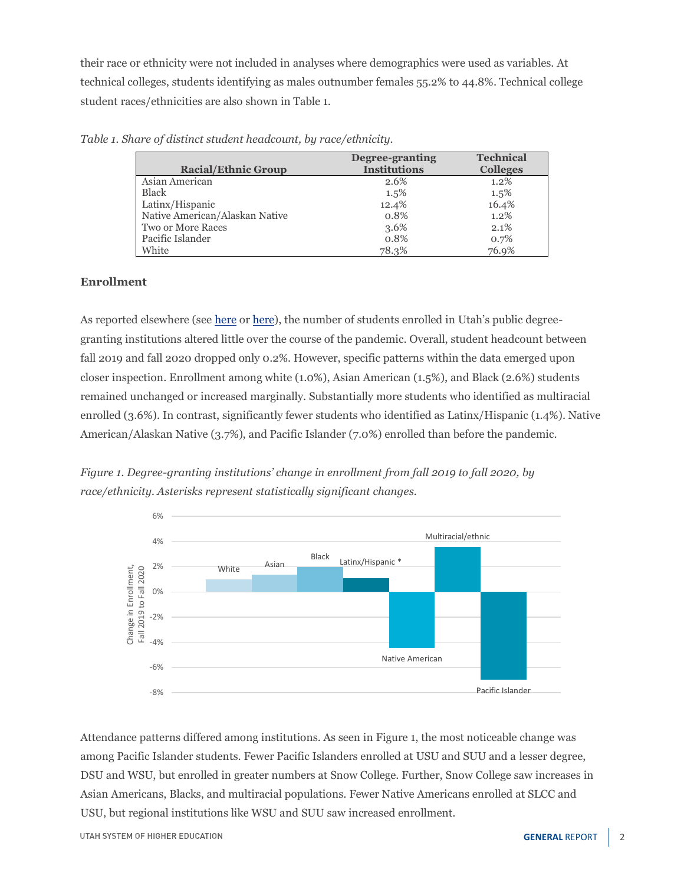their race or ethnicity were not included in analyses where demographics were used as variables. At technical colleges, students identifying as males outnumber females 55.2% to 44.8%. Technical college student races/ethnicities are also shown in Table 1.

*Table 1. Share of distinct student headcount, by race/ethnicity.*

| Racial/Ethnic Group | Degree-granting Institutions | Technical Colleges |
|---|---|---|
| Asian American | 2.6% | 1.2% |
| Black | 1.5% | 1.5% |
| Latinx/Hispanic | 12.4% | 16.4% |
| Native American/Alaskan Native | 0.8% | 1.2% |
| Two or More Races | 3.6% | 2.1% |
| Pacific Islander | 0.8% | 0.7% |
| White | 78.3% | 76.9% |

**Enrollment**

As reported elsewhere (see here or here), the number of students enrolled in Utah's public degree-granting institutions altered little over the course of the pandemic. Overall, student headcount between fall 2019 and fall 2020 dropped only 0.2%. However, specific patterns within the data emerged upon closer inspection. Enrollment among white (1.0%), Asian American (1.5%), and Black (2.6%) students remained unchanged or increased marginally. Substantially more students who identified as multiracial enrolled (3.6%). In contrast, significantly fewer students who identified as Latinx/Hispanic (1.4%). Native American/Alaskan Native (3.7%), and Pacific Islander (7.0%) enrolled than before the pandemic.

*Figure 1. Degree-granting institutions' change in enrollment from fall 2019 to fall 2020, by race/ethnicity. Asterisks represent statistically significant changes.*

Attendance patterns differed among institutions. As seen in Figure 1, the most noticeable change was among Pacific Islander students. Fewer Pacific Islanders enrolled at USU and SUU and a lesser degree, DSU and WSU, but enrolled in greater numbers at Snow College. Further, Snow College saw increases in Asian Americans, Blacks, and multiracial populations. Fewer Native Americans enrolled at SLCC and USU, but regional institutions like WSU and SUU saw increased enrollment.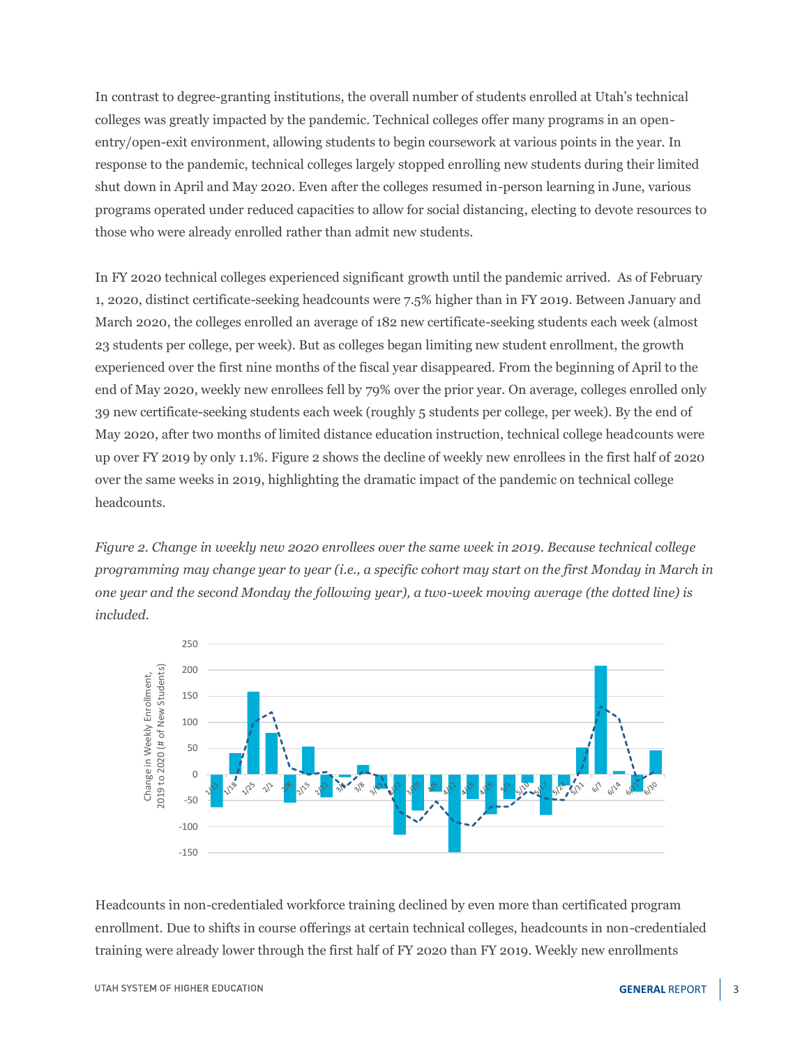In contrast to degree-granting institutions, the overall number of students enrolled at Utah's technical colleges was greatly impacted by the pandemic. Technical colleges offer many programs in an open-entry/open-exit environment, allowing students to begin coursework at various points in the year. In response to the pandemic, technical colleges largely stopped enrolling new students during their limited shut down in April and May 2020. Even after the colleges resumed in-person learning in June, various programs operated under reduced capacities to allow for social distancing, electing to devote resources to those who were already enrolled rather than admit new students.

In FY 2020 technical colleges experienced significant growth until the pandemic arrived. As of February 1, 2020, distinct certificate-seeking headcounts were 7.5% higher than in FY 2019. Between January and March 2020, the colleges enrolled an average of 182 new certificate-seeking students each week (almost 23 students per college, per week). But as colleges began limiting new student enrollment, the growth experienced over the first nine months of the fiscal year disappeared. From the beginning of April to the end of May 2020, weekly new enrollees fell by 79% over the prior year. On average, colleges enrolled only 39 new certificate-seeking students each week (roughly 5 students per college, per week). By the end of May 2020, after two months of limited distance education instruction, technical college headcounts were up over FY 2019 by only 1.1%. Figure 2 shows the decline of weekly new enrollees in the first half of 2020 over the same weeks in 2019, highlighting the dramatic impact of the pandemic on technical college headcounts.

*Figure 2. Change in weekly new 2020 enrollees over the same week in 2019. Because technical college programming may change year to year (i.e., a specific cohort may start on the first Monday in March in one year and the second Monday the following year), a two-week moving average (the dotted line) is included.*

Headcounts in non-credentialed workforce training declined by even more than certificated program enrollment. Due to shifts in course offerings at certain technical colleges, headcounts in non-credentialed training were already lower through the first half of FY 2020 than FY 2019. Weekly new enrollments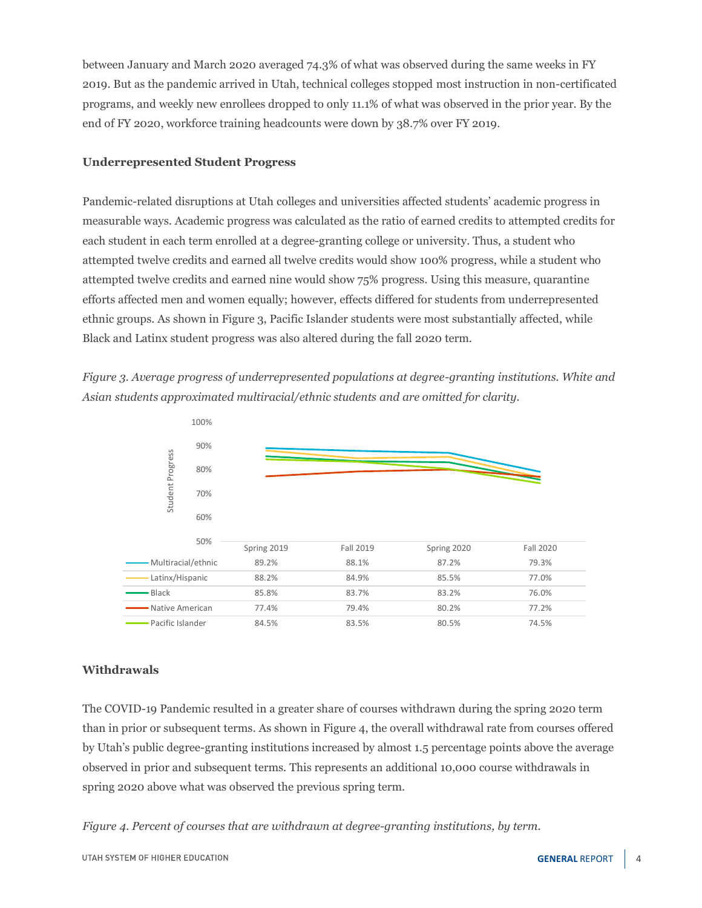between January and March 2020 averaged 74.3% of what was observed during the same weeks in FY 2019. But as the pandemic arrived in Utah, technical colleges stopped most instruction in non-certificated programs, and weekly new enrollees dropped to only 11.1% of what was observed in the prior year. By the end of FY 2020, workforce training headcounts were down by 38.7% over FY 2019.

### Underrepresented Student Progress

Pandemic-related disruptions at Utah colleges and universities affected students' academic progress in measurable ways. Academic progress was calculated as the ratio of earned credits to attempted credits for each student in each term enrolled at a degree-granting college or university. Thus, a student who attempted twelve credits and earned all twelve credits would show 100% progress, while a student who attempted twelve credits and earned nine would show 75% progress. Using this measure, quarantine efforts affected men and women equally; however, effects differed for students from underrepresented ethnic groups. As shown in Figure 3, Pacific Islander students were most substantially affected, while Black and Latinx student progress was also altered during the fall 2020 term.

*Figure 3. Average progress of underrepresented populations at degree-granting institutions. White and Asian students approximated multiracial/ethnic students and are omitted for clarity.*

| | Spring 2019 | Fall 2019 | Spring 2020 | Fall 2020 |
|---|---|---|---|---|
| Multiracial/ethnic | 89.2% | 88.1% | 87.2% | 79.3% |
| Latinx/Hispanic | 88.2% | 84.9% | 85.5% | 77.0% |
| Black | 85.8% | 83.7% | 83.2% | 76.0% |
| Native American | 77.4% | 79.4% | 80.2% | 77.2% |
| Pacific Islander | 84.5% | 83.5% | 80.5% | 74.5% |

### Withdrawals

The COVID-19 Pandemic resulted in a greater share of courses withdrawn during the spring 2020 term than in prior or subsequent terms. As shown in Figure 4, the overall withdrawal rate from courses offered by Utah's public degree-granting institutions increased by almost 1.5 percentage points above the average observed in prior and subsequent terms. This represents an additional 10,000 course withdrawals in spring 2020 above what was observed the previous spring term.

*Figure 4. Percent of courses that are withdrawn at degree-granting institutions, by term.*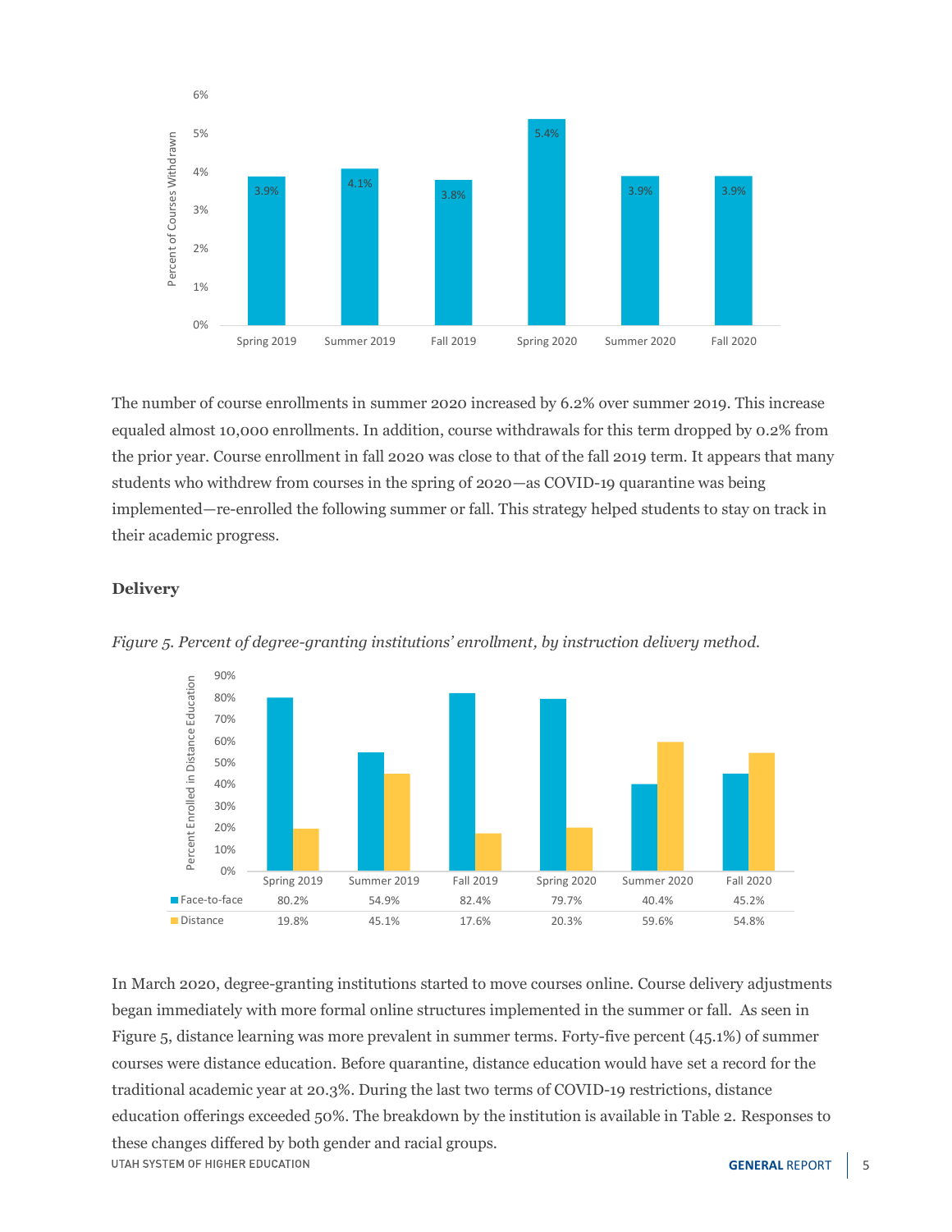The number of course enrollments in summer 2020 increased by 6.2% over summer 2019. This increase equaled almost 10,000 enrollments. In addition, course withdrawals for this term dropped by 0.2% from the prior year. Course enrollment in fall 2020 was close to that of the fall 2019 term. It appears that many students who withdrew from courses in the spring of 2020—as COVID-19 quarantine was being implemented—re-enrolled the following summer or fall. This strategy helped students to stay on track in their academic progress.

**Delivery**

*Figure 5. Percent of degree-granting institutions' enrollment, by instruction delivery method.*

| | Spring 2019 | Summer 2019 | Fall 2019 | Spring 2020 | Summer 2020 | Fall 2020 |
|---|---|---|---|---|---|---|
| Face-to-face | 80.2% | 54.9% | 82.4% | 79.7% | 40.4% | 45.2% |
| Distance | 19.8% | 45.1% | 17.6% | 20.3% | 59.6% | 54.8% |

In March 2020, degree-granting institutions started to move courses online. Course delivery adjustments began immediately with more formal online structures implemented in the summer or fall. As seen in Figure 5, distance learning was more prevalent in summer terms. Forty-five percent (45.1%) of summer courses were distance education. Before quarantine, distance education would have set a record for the traditional academic year at 20.3%. During the last two terms of COVID-19 restrictions, distance education offerings exceeded 50%. The breakdown by the institution is available in Table 2. Responses to these changes differed by both gender and racial groups.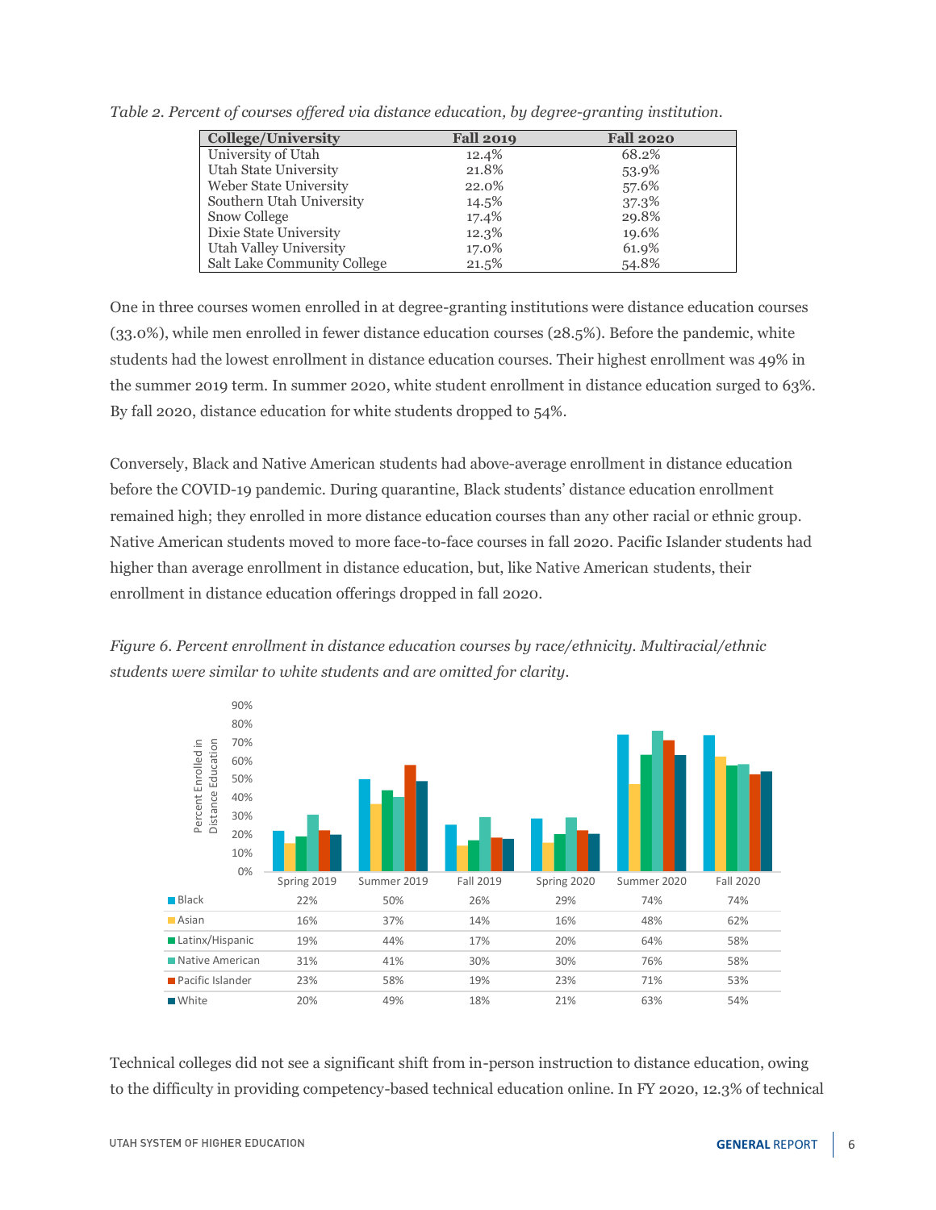*Table 2. Percent of courses offered via distance education, by degree-granting institution.*

| College/University | Fall 2019 | Fall 2020 |
|---|---|---|
| University of Utah | 12.4% | 68.2% |
| Utah State University | 21.8% | 53.9% |
| Weber State University | 22.0% | 57.6% |
| Southern Utah University | 14.5% | 37.3% |
| Snow College | 17.4% | 29.8% |
| Dixie State University | 12.3% | 19.6% |
| Utah Valley University | 17.0% | 61.9% |
| Salt Lake Community College | 21.5% | 54.8% |

One in three courses women enrolled in at degree-granting institutions were distance education courses (33.0%), while men enrolled in fewer distance education courses (28.5%). Before the pandemic, white students had the lowest enrollment in distance education courses. Their highest enrollment was 49% in the summer 2019 term. In summer 2020, white student enrollment in distance education surged to 63%. By fall 2020, distance education for white students dropped to 54%.

Conversely, Black and Native American students had above-average enrollment in distance education before the COVID-19 pandemic. During quarantine, Black students' distance education enrollment remained high; they enrolled in more distance education courses than any other racial or ethnic group. Native American students moved to more face-to-face courses in fall 2020. Pacific Islander students had higher than average enrollment in distance education, but, like Native American students, their enrollment in distance education offerings dropped in fall 2020.

*Figure 6. Percent enrollment in distance education courses by race/ethnicity. Multiracial/ethnic students were similar to white students and are omitted for clarity.*

| | Spring 2019 | Summer 2019 | Fall 2019 | Spring 2020 | Summer 2020 | Fall 2020 |
|---|---|---|---|---|---|---|
| Black | 22% | 50% | 26% | 29% | 74% | 74% |
| Asian | 16% | 37% | 14% | 16% | 48% | 62% |
| Latinx/Hispanic | 19% | 44% | 17% | 20% | 64% | 58% |
| Native American | 31% | 41% | 30% | 30% | 76% | 58% |
| Pacific Islander | 23% | 58% | 19% | 23% | 71% | 53% |
| White | 20% | 49% | 18% | 21% | 63% | 54% |

Technical colleges did not see a significant shift from in-person instruction to distance education, owing to the difficulty in providing competency-based technical education online. In FY 2020, 12.3% of technical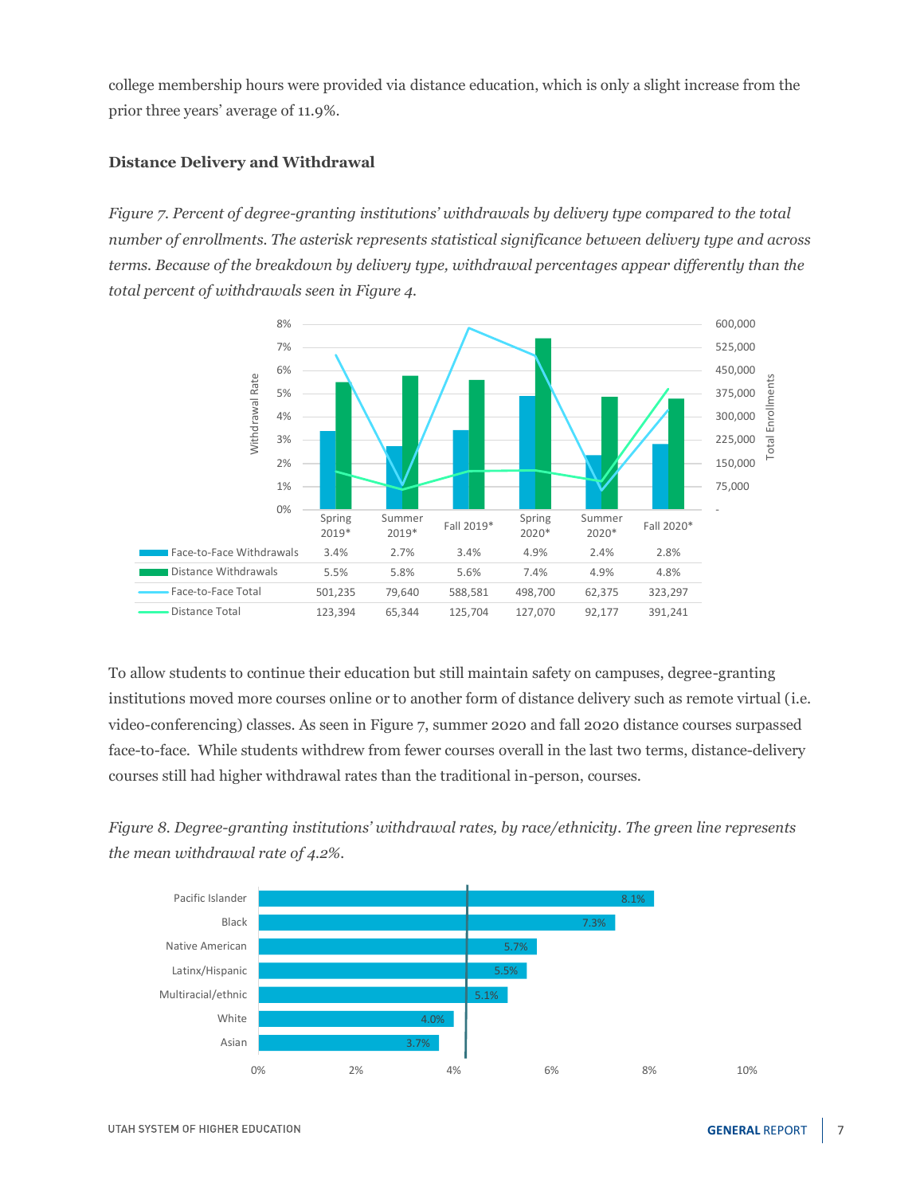college membership hours were provided via distance education, which is only a slight increase from the prior three years' average of 11.9%.

### Distance Delivery and Withdrawal

*Figure 7. Percent of degree-granting institutions' withdrawals by delivery type compared to the total number of enrollments. The asterisk represents statistical significance between delivery type and across terms. Because of the breakdown by delivery type, withdrawal percentages appear differently than the total percent of withdrawals seen in Figure 4.*

| | Spring 2019* | Summer 2019* | Fall 2019* | Spring 2020* | Summer 2020* | Fall 2020* |
|---|---|---|---|---|---|---|
| Face-to-Face Withdrawals | 3.4% | 2.7% | 3.4% | 4.9% | 2.4% | 2.8% |
| Distance Withdrawals | 5.5% | 5.8% | 5.6% | 7.4% | 4.9% | 4.8% |
| Face-to-Face Total | 501,235 | 79,640 | 588,581 | 498,700 | 62,375 | 323,297 |
| Distance Total | 123,394 | 65,344 | 125,704 | 127,070 | 92,177 | 391,241 |

To allow students to continue their education but still maintain safety on campuses, degree-granting institutions moved more courses online or to another form of distance delivery such as remote virtual (i.e. video-conferencing) classes. As seen in Figure 7, summer 2020 and fall 2020 distance courses surpassed face-to-face. While students withdrew from fewer courses overall in the last two terms, distance-delivery courses still had higher withdrawal rates than the traditional in-person, courses.

*Figure 8. Degree-granting institutions' withdrawal rates, by race/ethnicity. The green line represents the mean withdrawal rate of 4.2%.*

| Race/Ethnicity | Withdrawal Rate |
|---|---|
| Pacific Islander | 8.1% |
| Black | 7.3% |
| Native American | 5.7% |
| Latinx/Hispanic | 5.5% |
| Multiracial/ethnic | 5.1% |
| White | 4.0% |
| Asian | 3.7% |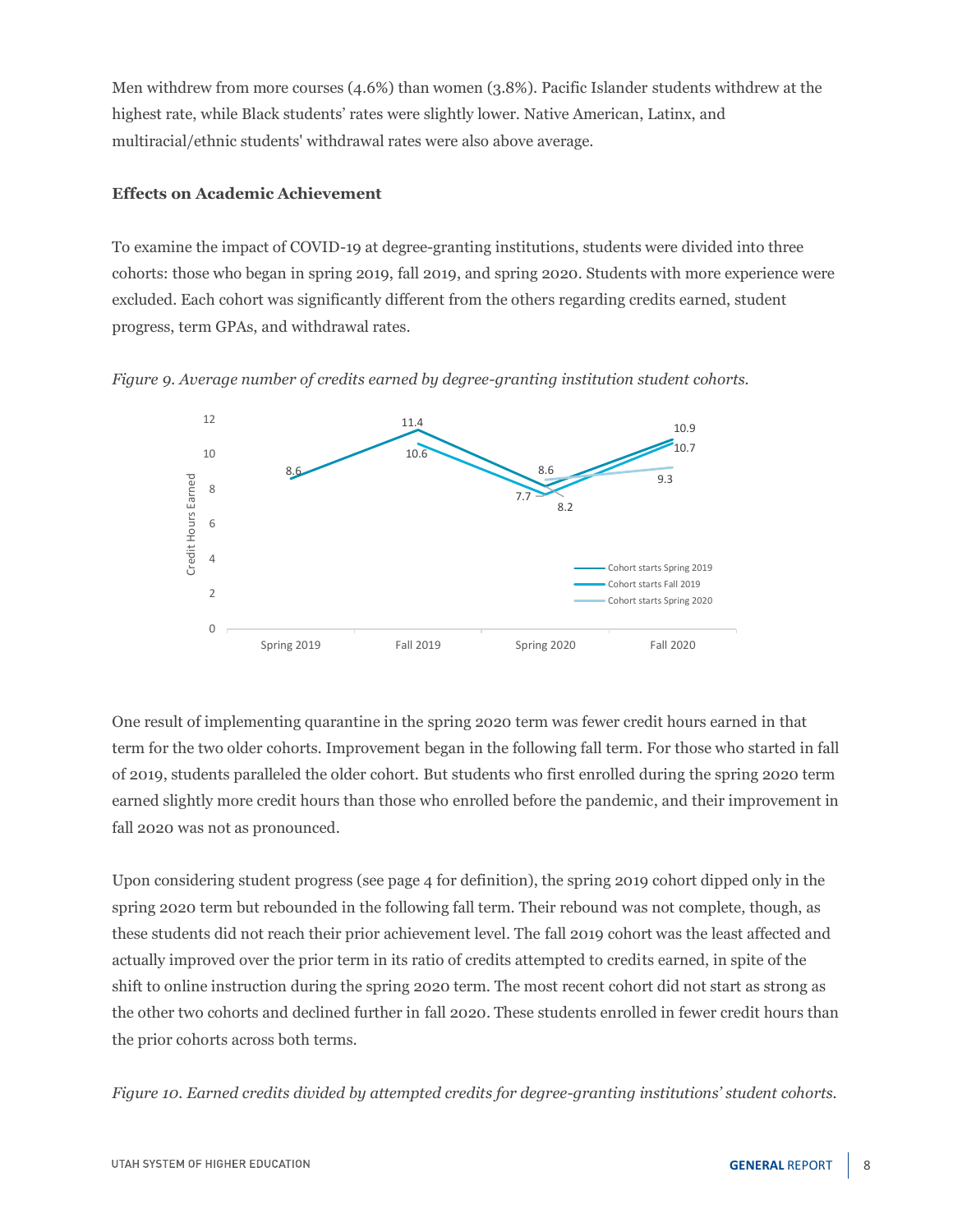Men withdrew from more courses (4.6%) than women (3.8%). Pacific Islander students withdrew at the highest rate, while Black students' rates were slightly lower. Native American, Latinx, and multiracial/ethnic students' withdrawal rates were also above average.

**Effects on Academic Achievement**

To examine the impact of COVID-19 at degree-granting institutions, students were divided into three cohorts: those who began in spring 2019, fall 2019, and spring 2020. Students with more experience were excluded. Each cohort was significantly different from the others regarding credits earned, student progress, term GPAs, and withdrawal rates.

*Figure 9. Average number of credits earned by degree-granting institution student cohorts.*

| Cohort | Spring 2019 | Fall 2019 | Spring 2020 | Fall 2020 |
|---|---|---|---|---|
| Cohort starts Spring 2019 | 8.6 | 11.4 | 8.2 | 10.9 |
| Cohort starts Fall 2019 | | 10.6 | 7.7 | 10.7 |
| Cohort starts Spring 2020 | | | 8.6 | 9.3 |

One result of implementing quarantine in the spring 2020 term was fewer credit hours earned in that term for the two older cohorts. Improvement began in the following fall term. For those who started in fall of 2019, students paralleled the older cohort. But students who first enrolled during the spring 2020 term earned slightly more credit hours than those who enrolled before the pandemic, and their improvement in fall 2020 was not as pronounced.

Upon considering student progress (see page 4 for definition), the spring 2019 cohort dipped only in the spring 2020 term but rebounded in the following fall term. Their rebound was not complete, though, as these students did not reach their prior achievement level. The fall 2019 cohort was the least affected and actually improved over the prior term in its ratio of credits attempted to credits earned, in spite of the shift to online instruction during the spring 2020 term. The most recent cohort did not start as strong as the other two cohorts and declined further in fall 2020. These students enrolled in fewer credit hours than the prior cohorts across both terms.

*Figure 10. Earned credits divided by attempted credits for degree-granting institutions' student cohorts.*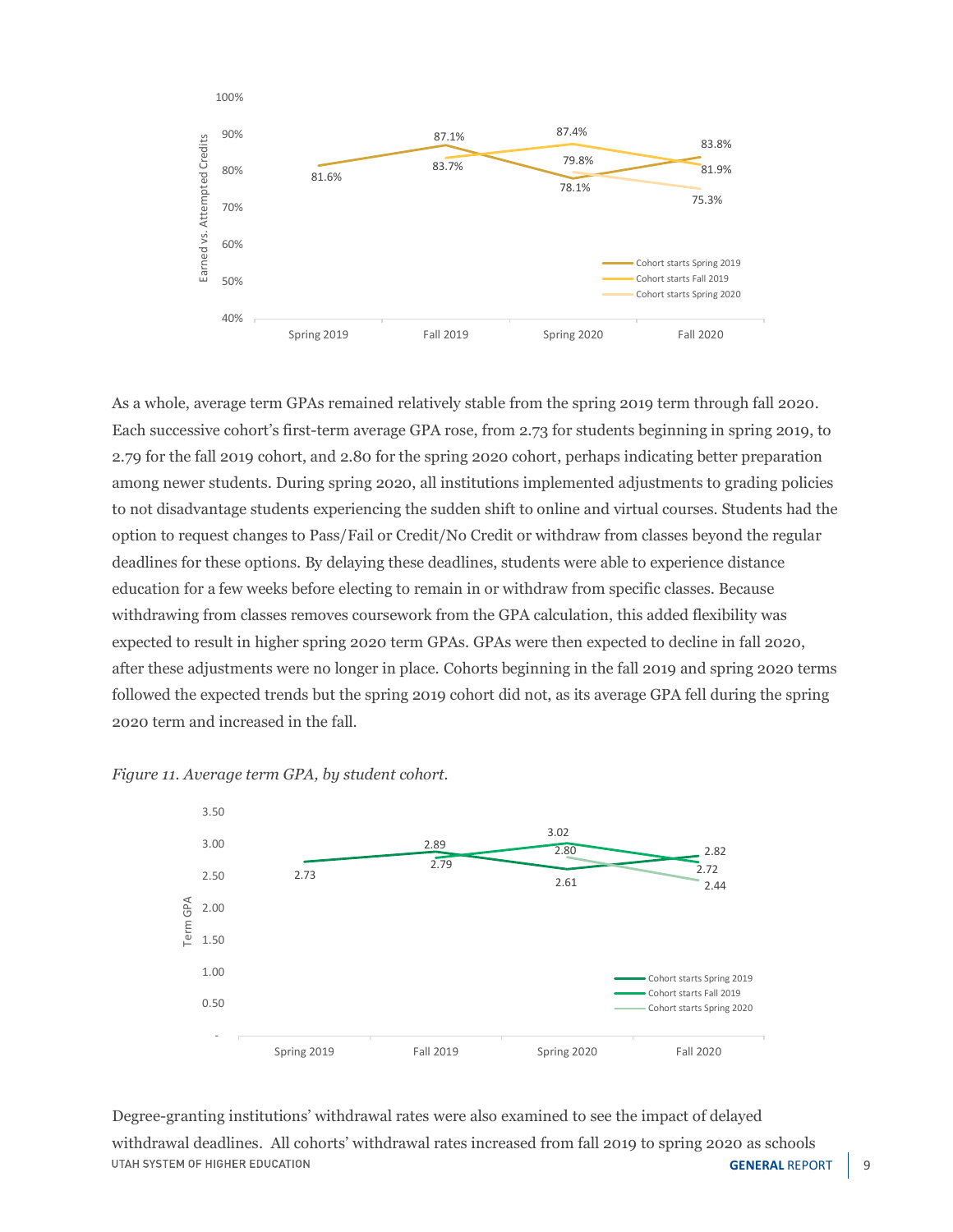As a whole, average term GPAs remained relatively stable from the spring 2019 term through fall 2020. Each successive cohort's first-term average GPA rose, from 2.73 for students beginning in spring 2019, to 2.79 for the fall 2019 cohort, and 2.80 for the spring 2020 cohort, perhaps indicating better preparation among newer students. During spring 2020, all institutions implemented adjustments to grading policies to not disadvantage students experiencing the sudden shift to online and virtual courses. Students had the option to request changes to Pass/Fail or Credit/No Credit or withdraw from classes beyond the regular deadlines for these options. By delaying these deadlines, students were able to experience distance education for a few weeks before electing to remain in or withdraw from specific classes. Because withdrawing from classes removes coursework from the GPA calculation, this added flexibility was expected to result in higher spring 2020 term GPAs. GPAs were then expected to decline in fall 2020, after these adjustments were no longer in place. Cohorts beginning in the fall 2019 and spring 2020 terms followed the expected trends but the spring 2019 cohort did not, as its average GPA fell during the spring 2020 term and increased in the fall.

*Figure 11. Average term GPA, by student cohort.*

Degree-granting institutions' withdrawal rates were also examined to see the impact of delayed withdrawal deadlines. All cohorts' withdrawal rates increased from fall 2019 to spring 2020 as schools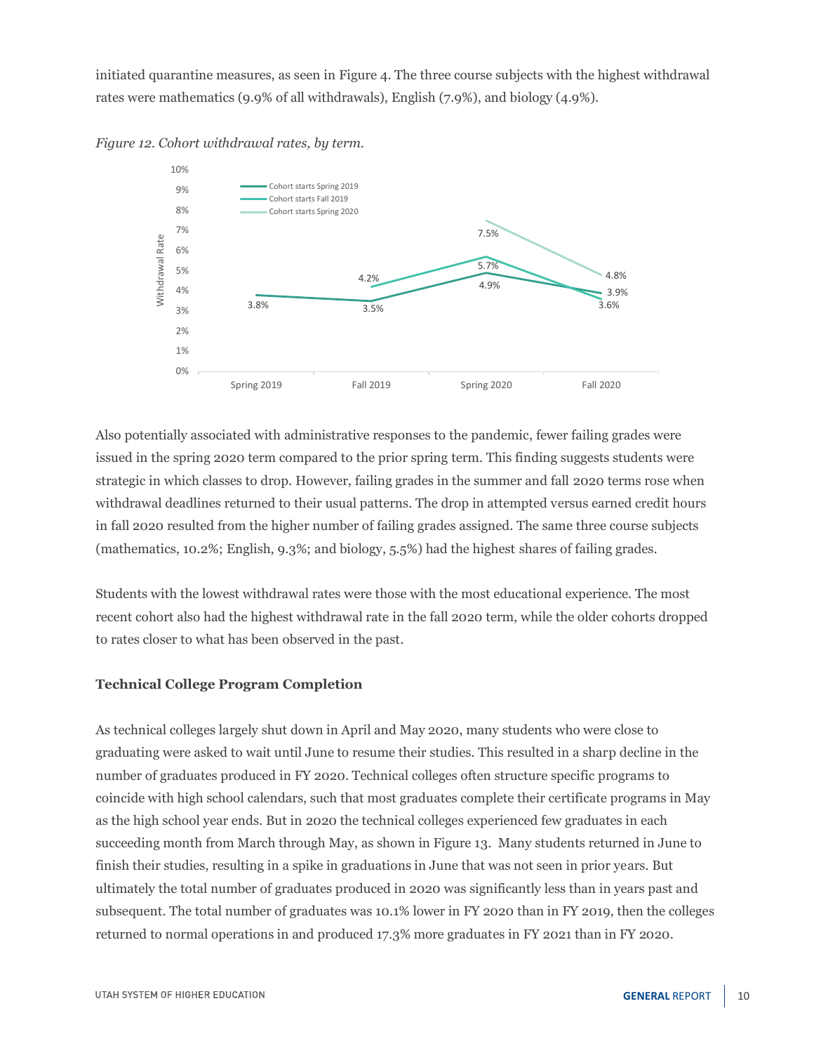initiated quarantine measures, as seen in Figure 4. The three course subjects with the highest withdrawal rates were mathematics (9.9% of all withdrawals), English (7.9%), and biology (4.9%).

*Figure 12. Cohort withdrawal rates, by term.*

Also potentially associated with administrative responses to the pandemic, fewer failing grades were issued in the spring 2020 term compared to the prior spring term. This finding suggests students were strategic in which classes to drop. However, failing grades in the summer and fall 2020 terms rose when withdrawal deadlines returned to their usual patterns. The drop in attempted versus earned credit hours in fall 2020 resulted from the higher number of failing grades assigned. The same three course subjects (mathematics, 10.2%; English, 9.3%; and biology, 5.5%) had the highest shares of failing grades.

Students with the lowest withdrawal rates were those with the most educational experience. The most recent cohort also had the highest withdrawal rate in the fall 2020 term, while the older cohorts dropped to rates closer to what has been observed in the past.

**Technical College Program Completion**

As technical colleges largely shut down in April and May 2020, many students who were close to graduating were asked to wait until June to resume their studies. This resulted in a sharp decline in the number of graduates produced in FY 2020. Technical colleges often structure specific programs to coincide with high school calendars, such that most graduates complete their certificate programs in May as the high school year ends. But in 2020 the technical colleges experienced few graduates in each succeeding month from March through May, as shown in Figure 13. Many students returned in June to finish their studies, resulting in a spike in graduations in June that was not seen in prior years. But ultimately the total number of graduates produced in 2020 was significantly less than in years past and subsequent. The total number of graduates was 10.1% lower in FY 2020 than in FY 2019, then the colleges returned to normal operations in and produced 17.3% more graduates in FY 2021 than in FY 2020.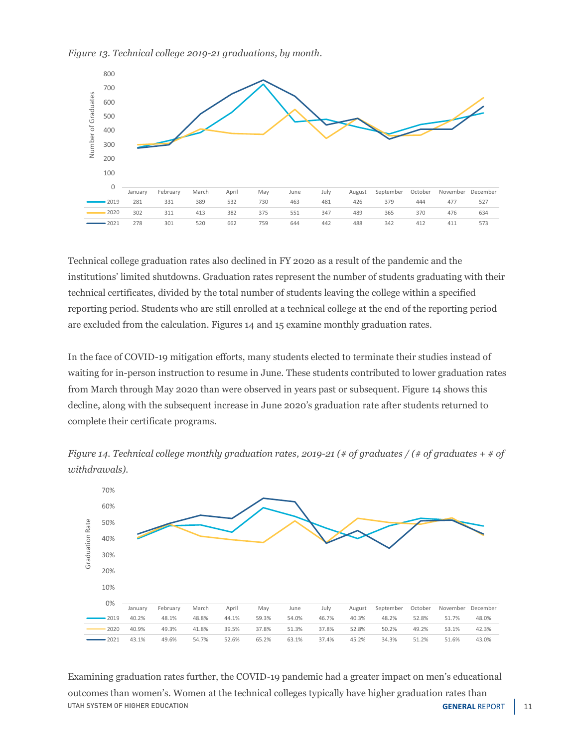*Figure 13. Technical college 2019-21 graduations, by month.*

| | January | February | March | April | May | June | July | August | September | October | November | December |
|---|---|---|---|---|---|---|---|---|---|---|---|---|
| 2019 | 281 | 331 | 389 | 532 | 730 | 463 | 481 | 426 | 379 | 444 | 477 | 527 |
| 2020 | 302 | 311 | 413 | 382 | 375 | 551 | 347 | 489 | 365 | 370 | 476 | 634 |
| 2021 | 278 | 301 | 520 | 662 | 759 | 644 | 442 | 488 | 342 | 412 | 411 | 573 |

Technical college graduation rates also declined in FY 2020 as a result of the pandemic and the institutions' limited shutdowns. Graduation rates represent the number of students graduating with their technical certificates, divided by the total number of students leaving the college within a specified reporting period. Students who are still enrolled at a technical college at the end of the reporting period are excluded from the calculation. Figures 14 and 15 examine monthly graduation rates.

In the face of COVID-19 mitigation efforts, many students elected to terminate their studies instead of waiting for in-person instruction to resume in June. These students contributed to lower graduation rates from March through May 2020 than were observed in years past or subsequent. Figure 14 shows this decline, along with the subsequent increase in June 2020's graduation rate after students returned to complete their certificate programs.

*Figure 14. Technical college monthly graduation rates, 2019-21 (# of graduates / (# of graduates + # of withdrawals).*

| | January | February | March | April | May | June | July | August | September | October | November | December |
|---|---|---|---|---|---|---|---|---|---|---|---|---|
| 2019 | 40.2% | 48.1% | 48.8% | 44.1% | 59.3% | 54.0% | 46.7% | 40.3% | 48.2% | 52.8% | 51.7% | 48.0% |
| 2020 | 40.9% | 49.3% | 41.8% | 39.5% | 37.8% | 51.3% | 37.8% | 52.8% | 50.2% | 49.2% | 53.1% | 42.3% |
| 2021 | 43.1% | 49.6% | 54.7% | 52.6% | 65.2% | 63.1% | 37.4% | 45.2% | 34.3% | 51.2% | 51.6% | 43.0% |

Examining graduation rates further, the COVID-19 pandemic had a greater impact on men's educational outcomes than women's. Women at the technical colleges typically have higher graduation rates than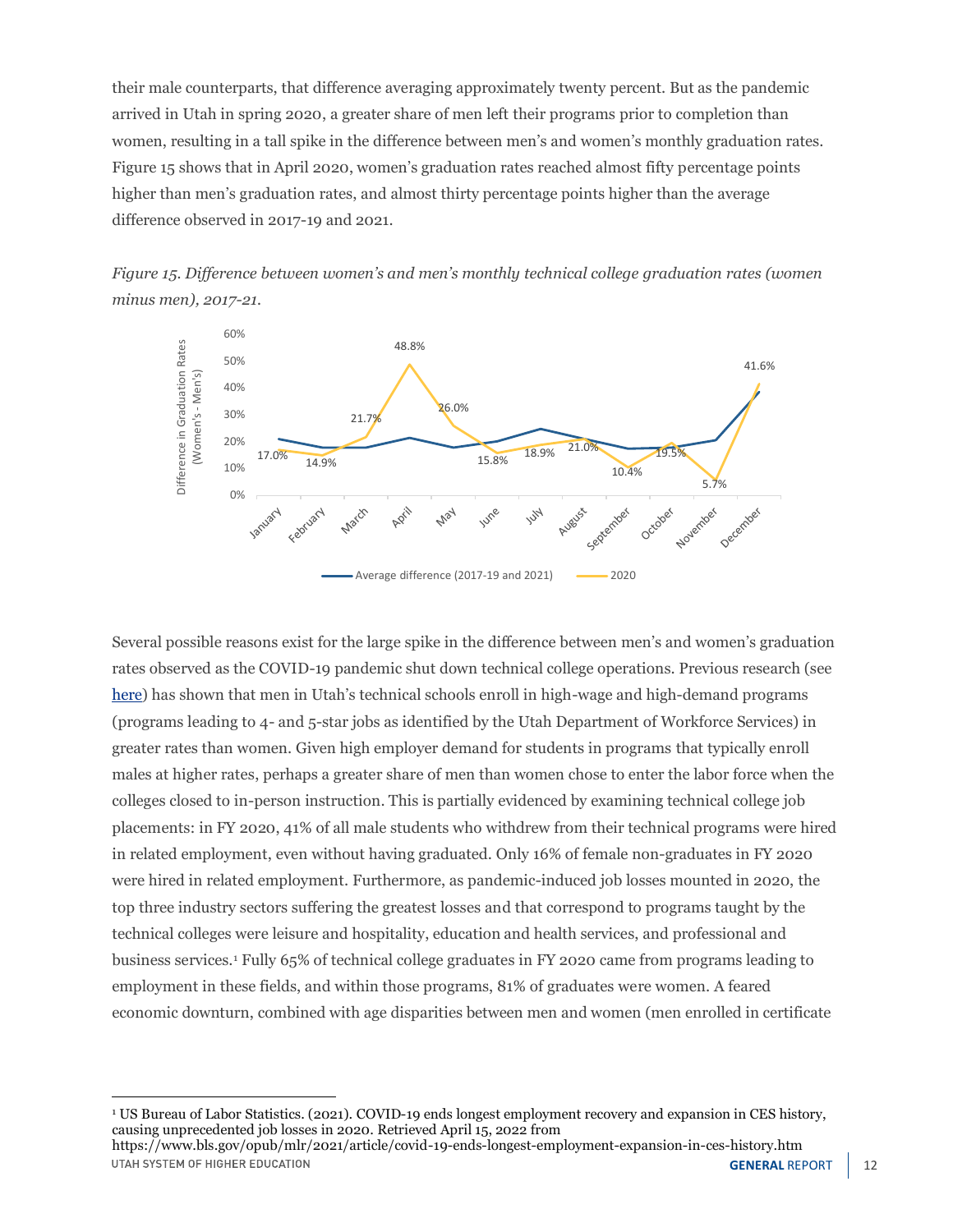their male counterparts, that difference averaging approximately twenty percent. But as the pandemic arrived in Utah in spring 2020, a greater share of men left their programs prior to completion than women, resulting in a tall spike in the difference between men's and women's monthly graduation rates. Figure 15 shows that in April 2020, women's graduation rates reached almost fifty percentage points higher than men's graduation rates, and almost thirty percentage points higher than the average difference observed in 2017-19 and 2021.

*Figure 15. Difference between women's and men's monthly technical college graduation rates (women minus men), 2017-21.*

Several possible reasons exist for the large spike in the difference between men's and women's graduation rates observed as the COVID-19 pandemic shut down technical college operations. Previous research (see [here]) has shown that men in Utah's technical schools enroll in high-wage and high-demand programs (programs leading to 4- and 5-star jobs as identified by the Utah Department of Workforce Services) in greater rates than women. Given high employer demand for students in programs that typically enroll males at higher rates, perhaps a greater share of men than women chose to enter the labor force when the colleges closed to in-person instruction. This is partially evidenced by examining technical college job placements: in FY 2020, 41% of all male students who withdrew from their technical programs were hired in related employment, even without having graduated. Only 16% of female non-graduates in FY 2020 were hired in related employment. Furthermore, as pandemic-induced job losses mounted in 2020, the top three industry sectors suffering the greatest losses and that correspond to programs taught by the technical colleges were leisure and hospitality, education and health services, and professional and business services.[1] Fully 65% of technical college graduates in FY 2020 came from programs leading to employment in these fields, and within those programs, 81% of graduates were women. A feared economic downturn, combined with age disparities between men and women (men enrolled in certificate

[1] US Bureau of Labor Statistics. (2021). COVID-19 ends longest employment recovery and expansion in CES history, causing unprecedented job losses in 2020. Retrieved April 15, 2022 from https://www.bls.gov/opub/mlr/2021/article/covid-19-ends-longest-employment-expansion-in-ces-history.htm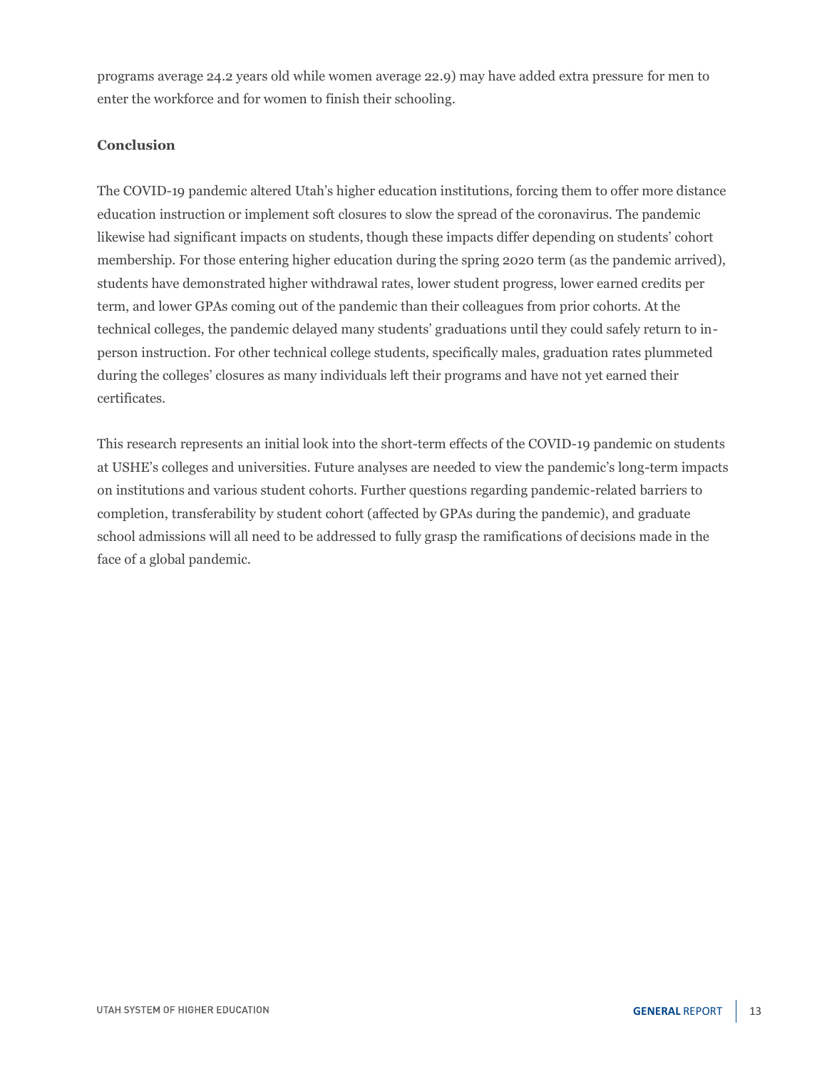programs average 24.2 years old while women average 22.9) may have added extra pressure for men to enter the workforce and for women to finish their schooling.

**Conclusion**

The COVID-19 pandemic altered Utah's higher education institutions, forcing them to offer more distance education instruction or implement soft closures to slow the spread of the coronavirus. The pandemic likewise had significant impacts on students, though these impacts differ depending on students' cohort membership. For those entering higher education during the spring 2020 term (as the pandemic arrived), students have demonstrated higher withdrawal rates, lower student progress, lower earned credits per term, and lower GPAs coming out of the pandemic than their colleagues from prior cohorts. At the technical colleges, the pandemic delayed many students' graduations until they could safely return to in-person instruction. For other technical college students, specifically males, graduation rates plummeted during the colleges' closures as many individuals left their programs and have not yet earned their certificates.

This research represents an initial look into the short-term effects of the COVID-19 pandemic on students at USHE's colleges and universities. Future analyses are needed to view the pandemic's long-term impacts on institutions and various student cohorts. Further questions regarding pandemic-related barriers to completion, transferability by student cohort (affected by GPAs during the pandemic), and graduate school admissions will all need to be addressed to fully grasp the ramifications of decisions made in the face of a global pandemic.